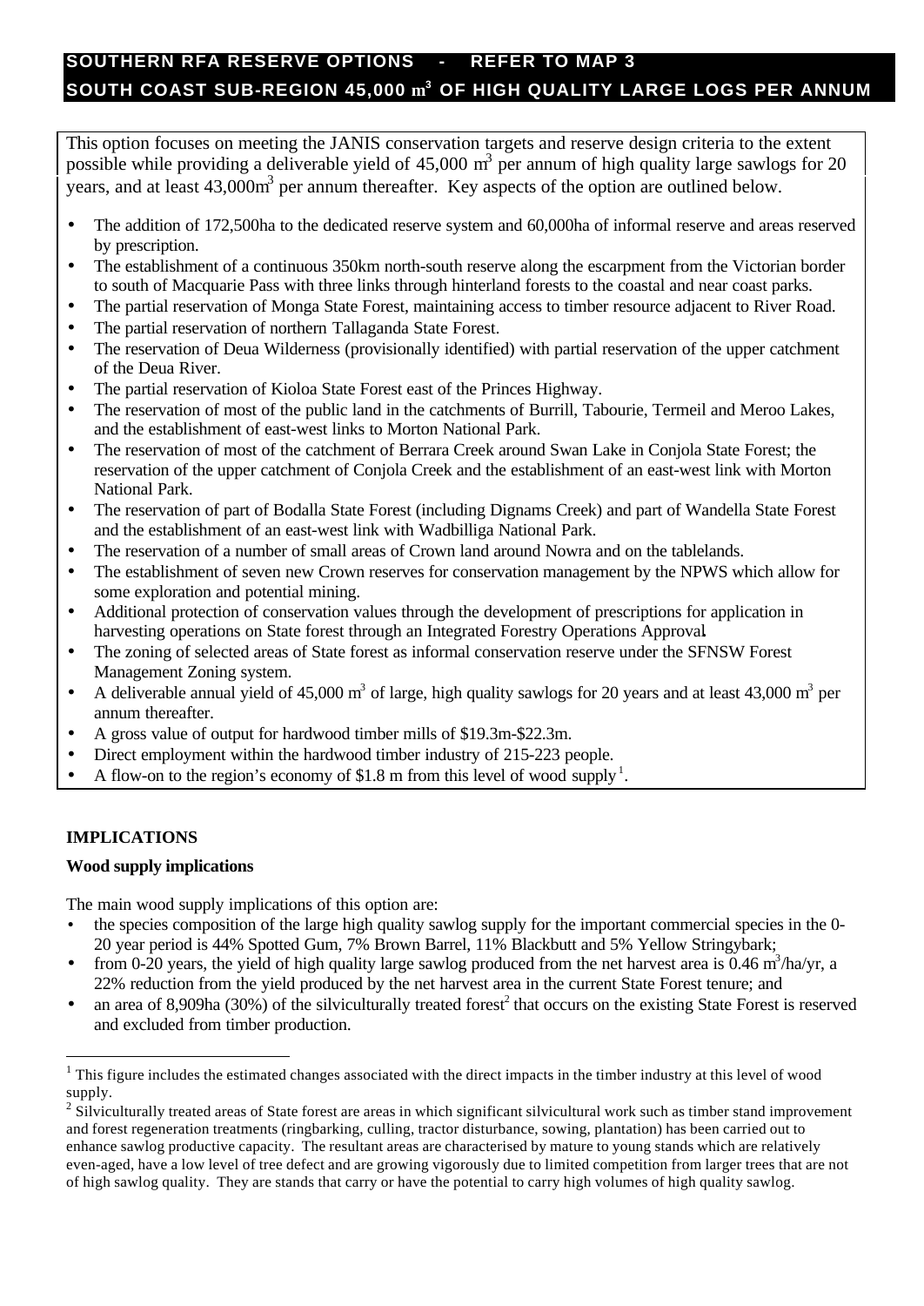# SOUTHERN RFA RESERVE OPTIONS - REFER TO MAP 3
# SOUTH COAST SUB-REGION 45,000 $m^3$ OF HIGH QUALITY LARGE LOGS PER ANNUM

This option focuses on meeting the JANIS conservation targets and reserve design criteria to the extent possible while providing a deliverable yield of 45,000 $m^3$ per annum of high quality large sawlogs for 20 years, and at least 43,000$m^3$ per annum thereafter. Key aspects of the option are outlined below.

- The addition of 172,500ha to the dedicated reserve system and 60,000ha of informal reserve and areas reserved by prescription.
- The establishment of a continuous 350km north-south reserve along the escarpment from the Victorian border to south of Macquarie Pass with three links through hinterland forests to the coastal and near coast parks.
- The partial reservation of Monga State Forest, maintaining access to timber resource adjacent to River Road.
- The partial reservation of northern Tallaganda State Forest.
- The reservation of Deua Wilderness (provisionally identified) with partial reservation of the upper catchment of the Deua River.
- The partial reservation of Kioloa State Forest east of the Princes Highway.
- The reservation of most of the public land in the catchments of Burrill, Tabourie, Termeil and Meroo Lakes, and the establishment of east-west links to Morton National Park.
- The reservation of most of the catchment of Berrara Creek around Swan Lake in Conjola State Forest; the reservation of the upper catchment of Conjola Creek and the establishment of an east-west link with Morton National Park.
- The reservation of part of Bodalla State Forest (including Dignams Creek) and part of Wandella State Forest and the establishment of an east-west link with Wadbilliga National Park.
- The reservation of a number of small areas of Crown land around Nowra and on the tablelands.
- The establishment of seven new Crown reserves for conservation management by the NPWS which allow for some exploration and potential mining.
- Additional protection of conservation values through the development of prescriptions for application in harvesting operations on State forest through an Integrated Forestry Operations Approval.
- The zoning of selected areas of State forest as informal conservation reserve under the SFNSW Forest Management Zoning system.
- A deliverable annual yield of 45,000 $m^3$ of large, high quality sawlogs for 20 years and at least 43,000 $m^3$ per annum thereafter.
- A gross value of output for hardwood timber mills of $19.3m-$22.3m.
- Direct employment within the hardwood timber industry of 215-223 people.
- A flow-on to the region's economy of $1.8 m from this level of wood supply[1].

## IMPLICATIONS

### Wood supply implications

The main wood supply implications of this option are:

- the species composition of the large high quality sawlog supply for the important commercial species in the 0-20 year period is 44% Spotted Gum, 7% Brown Barrel, 11% Blackbutt and 5% Yellow Stringybark;
- from 0-20 years, the yield of high quality large sawlog produced from the net harvest area is 0.46 $m^3$/ha/yr, a 22% reduction from the yield produced by the net harvest area in the current State Forest tenure; and
- an area of 8,909ha (30%) of the silviculturally treated forest[2] that occurs on the existing State Forest is reserved and excluded from timber production.

---

[1] This figure includes the estimated changes associated with the direct impacts in the timber industry at this level of wood supply.

[2] Silviculturally treated areas of State forest are areas in which significant silvicultural work such as timber stand improvement and forest regeneration treatments (ringbarking, culling, tractor disturbance, sowing, plantation) has been carried out to enhance sawlog productive capacity. The resultant areas are characterised by mature to young stands which are relatively even-aged, have a low level of tree defect and are growing vigorously due to limited competition from larger trees that are not of high sawlog quality. They are stands that carry or have the potential to carry high volumes of high quality sawlog.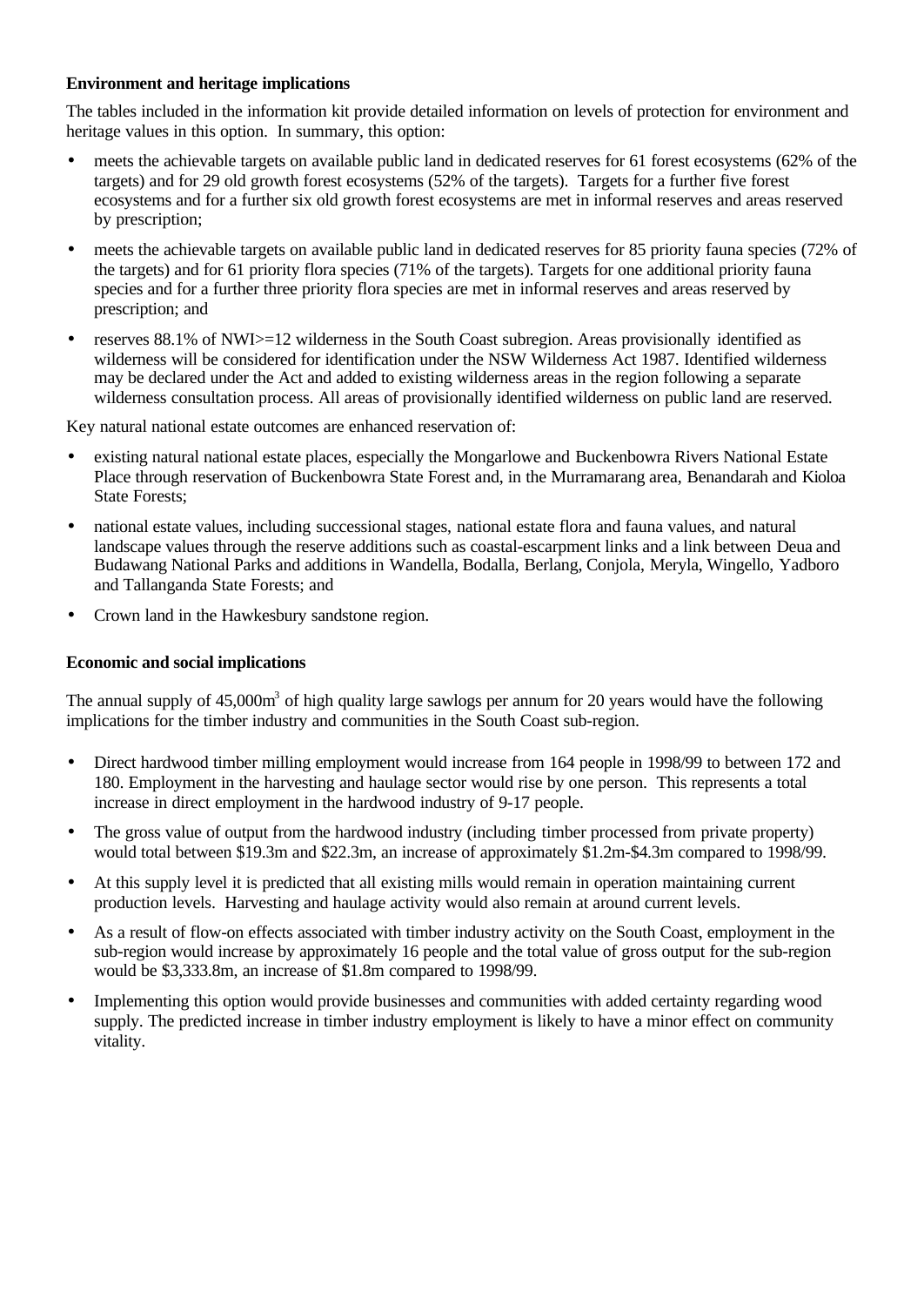**Environment and heritage implications**

The tables included in the information kit provide detailed information on levels of protection for environment and heritage values in this option. In summary, this option:

- meets the achievable targets on available public land in dedicated reserves for 61 forest ecosystems (62% of the targets) and for 29 old growth forest ecosystems (52% of the targets). Targets for a further five forest ecosystems and for a further six old growth forest ecosystems are met in informal reserves and areas reserved by prescription;
- meets the achievable targets on available public land in dedicated reserves for 85 priority fauna species (72% of the targets) and for 61 priority flora species (71% of the targets). Targets for one additional priority fauna species and for a further three priority flora species are met in informal reserves and areas reserved by prescription; and
- reserves 88.1% of NWI>=12 wilderness in the South Coast subregion. Areas provisionally identified as wilderness will be considered for identification under the NSW Wilderness Act 1987. Identified wilderness may be declared under the Act and added to existing wilderness areas in the region following a separate wilderness consultation process. All areas of provisionally identified wilderness on public land are reserved.

Key natural national estate outcomes are enhanced reservation of:

- existing natural national estate places, especially the Mongarlowe and Buckenbowra Rivers National Estate Place through reservation of Buckenbowra State Forest and, in the Murramarang area, Benandarah and Kioloa State Forests;
- national estate values, including successional stages, national estate flora and fauna values, and natural landscape values through the reserve additions such as coastal-escarpment links and a link between Deua and Budawang National Parks and additions in Wandella, Bodalla, Berlang, Conjola, Meryla, Wingello, Yadboro and Tallanganda State Forests; and
- Crown land in the Hawkesbury sandstone region.

**Economic and social implications**

The annual supply of 45,000m$^3$ of high quality large sawlogs per annum for 20 years would have the following implications for the timber industry and communities in the South Coast sub-region.

- Direct hardwood timber milling employment would increase from 164 people in 1998/99 to between 172 and 180. Employment in the harvesting and haulage sector would rise by one person. This represents a total increase in direct employment in the hardwood industry of 9-17 people.
- The gross value of output from the hardwood industry (including timber processed from private property) would total between $19.3m and $22.3m, an increase of approximately $1.2m-$4.3m compared to 1998/99.
- At this supply level it is predicted that all existing mills would remain in operation maintaining current production levels. Harvesting and haulage activity would also remain at around current levels.
- As a result of flow-on effects associated with timber industry activity on the South Coast, employment in the sub-region would increase by approximately 16 people and the total value of gross output for the sub-region would be $3,333.8m, an increase of $1.8m compared to 1998/99.
- Implementing this option would provide businesses and communities with added certainty regarding wood supply. The predicted increase in timber industry employment is likely to have a minor effect on community vitality.